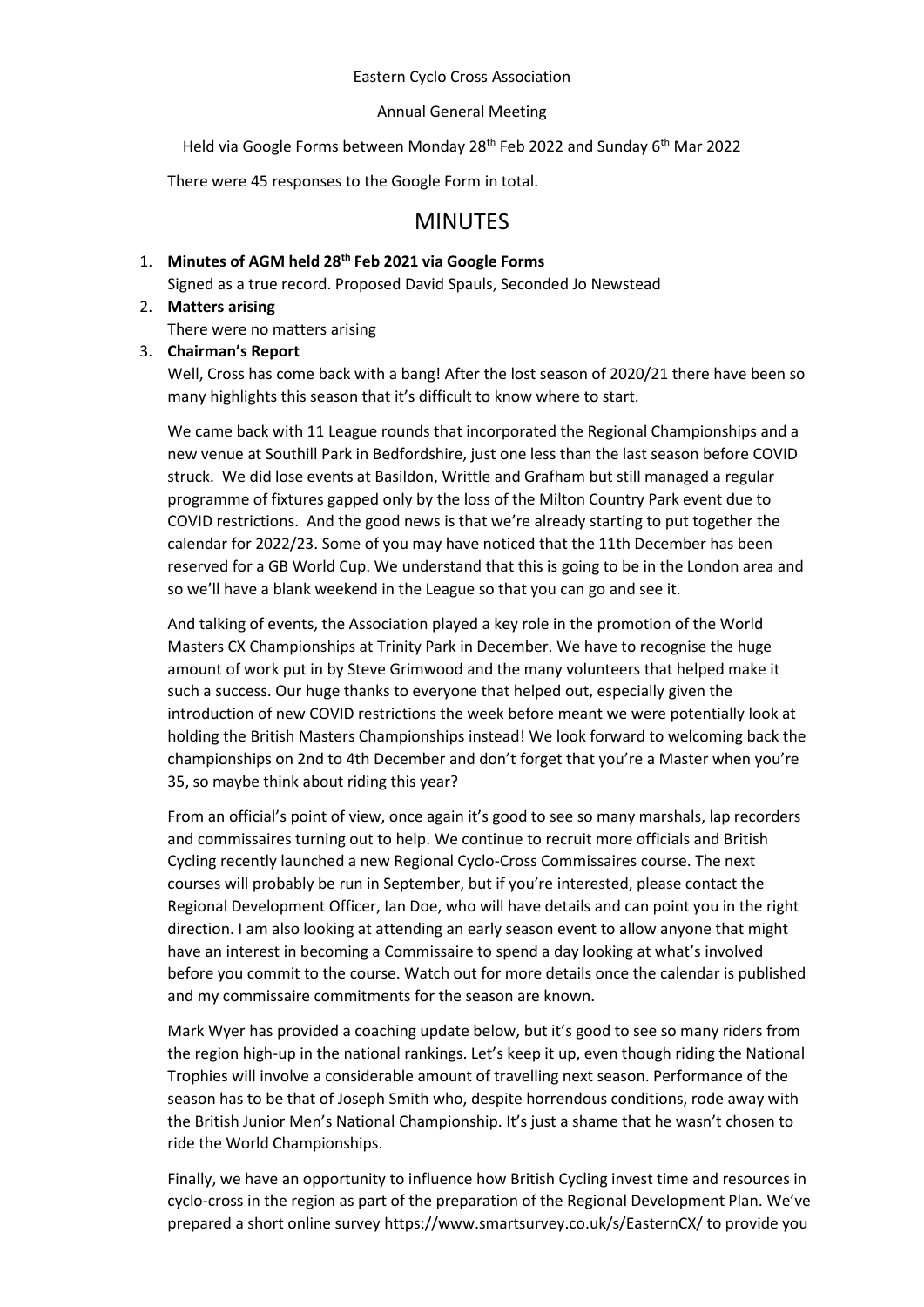Eastern Cyclo Cross Association

Annual General Meeting

Held via Google Forms between Monday 28th Feb 2022 and Sunday 6th Mar 2022

There were 45 responses to the Google Form in total.

# MINUTES

1. **Minutes of AGM held 28th Feb 2021 via Google Forms**
   Signed as a true record. Proposed David Spauls, Seconded Jo Newstead
2. **Matters arising**
   There were no matters arising
3. **Chairman's Report**
   Well, Cross has come back with a bang! After the lost season of 2020/21 there have been so many highlights this season that it's difficult to know where to start.

   We came back with 11 League rounds that incorporated the Regional Championships and a new venue at Southill Park in Bedfordshire, just one less than the last season before COVID struck. We did lose events at Basildon, Writtle and Grafham but still managed a regular programme of fixtures gapped only by the loss of the Milton Country Park event due to COVID restrictions. And the good news is that we're already starting to put together the calendar for 2022/23. Some of you may have noticed that the 11th December has been reserved for a GB World Cup. We understand that this is going to be in the London area and so we'll have a blank weekend in the League so that you can go and see it.

   And talking of events, the Association played a key role in the promotion of the World Masters CX Championships at Trinity Park in December. We have to recognise the huge amount of work put in by Steve Grimwood and the many volunteers that helped make it such a success. Our huge thanks to everyone that helped out, especially given the introduction of new COVID restrictions the week before meant we were potentially look at holding the British Masters Championships instead! We look forward to welcoming back the championships on 2nd to 4th December and don't forget that you're a Master when you're 35, so maybe think about riding this year?

   From an official's point of view, once again it's good to see so many marshals, lap recorders and commissaires turning out to help. We continue to recruit more officials and British Cycling recently launched a new Regional Cyclo-Cross Commissaires course. The next courses will probably be run in September, but if you're interested, please contact the Regional Development Officer, Ian Doe, who will have details and can point you in the right direction. I am also looking at attending an early season event to allow anyone that might have an interest in becoming a Commissaire to spend a day looking at what's involved before you commit to the course. Watch out for more details once the calendar is published and my commissaire commitments for the season are known.

   Mark Wyer has provided a coaching update below, but it's good to see so many riders from the region high-up in the national rankings. Let's keep it up, even though riding the National Trophies will involve a considerable amount of travelling next season. Performance of the season has to be that of Joseph Smith who, despite horrendous conditions, rode away with the British Junior Men's National Championship. It's just a shame that he wasn't chosen to ride the World Championships.

   Finally, we have an opportunity to influence how British Cycling invest time and resources in cyclo-cross in the region as part of the preparation of the Regional Development Plan. We've prepared a short online survey https://www.smartsurvey.co.uk/s/EasternCX/ to provide you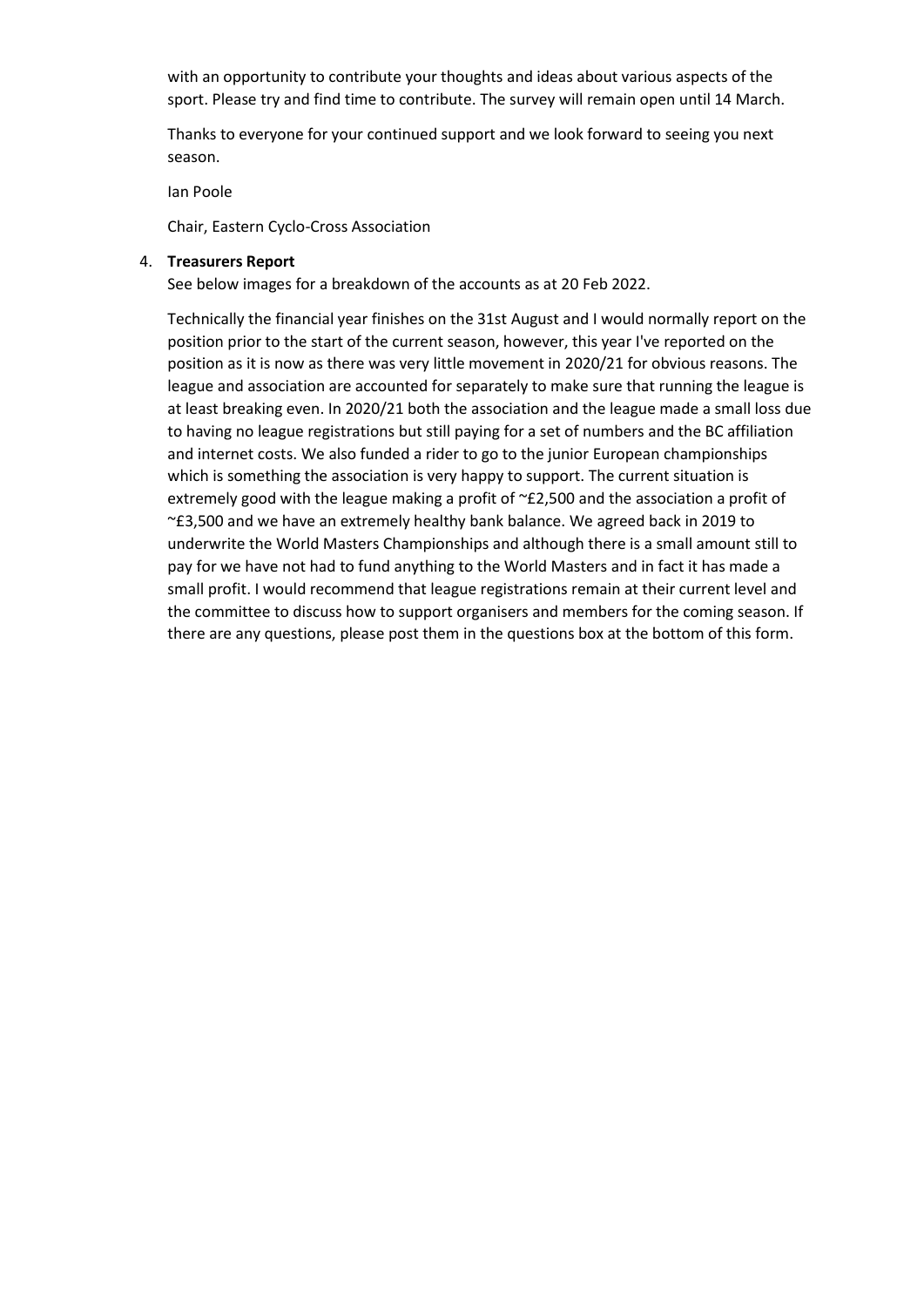with an opportunity to contribute your thoughts and ideas about various aspects of the sport. Please try and find time to contribute. The survey will remain open until 14 March.

Thanks to everyone for your continued support and we look forward to seeing you next season.

Ian Poole

Chair, Eastern Cyclo-Cross Association

4. **Treasurers Report**

   See below images for a breakdown of the accounts as at 20 Feb 2022.

   Technically the financial year finishes on the 31st August and I would normally report on the position prior to the start of the current season, however, this year I've reported on the position as it is now as there was very little movement in 2020/21 for obvious reasons. The league and association are accounted for separately to make sure that running the league is at least breaking even. In 2020/21 both the association and the league made a small loss due to having no league registrations but still paying for a set of numbers and the BC affiliation and internet costs. We also funded a rider to go to the junior European championships which is something the association is very happy to support. The current situation is extremely good with the league making a profit of ~£2,500 and the association a profit of ~£3,500 and we have an extremely healthy bank balance. We agreed back in 2019 to underwrite the World Masters Championships and although there is a small amount still to pay for we have not had to fund anything to the World Masters and in fact it has made a small profit. I would recommend that league registrations remain at their current level and the committee to discuss how to support organisers and members for the coming season. If there are any questions, please post them in the questions box at the bottom of this form.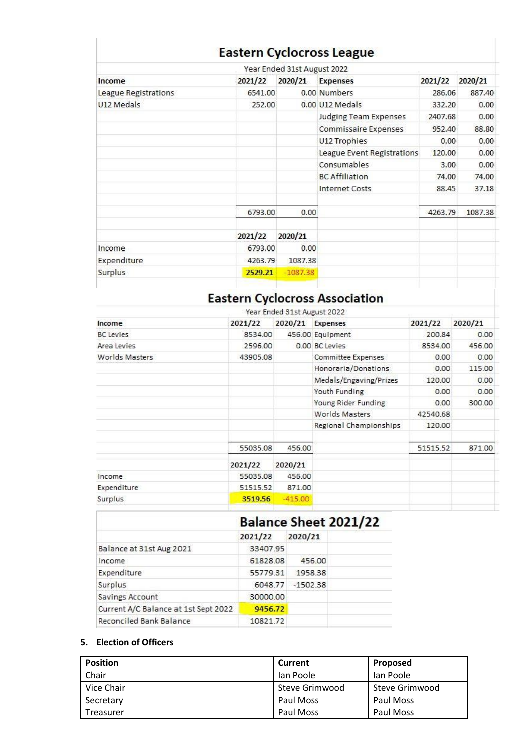## Eastern Cyclocross League

Year Ended 31st August 2022

| Income | 2021/22 | 2020/21 | Expenses | 2021/22 | 2020/21 |
|---|---|---|---|---|---|
| League Registrations | 6541.00 | 0.00 | Numbers | 286.06 | 887.40 |
| U12 Medals | 252.00 | 0.00 | U12 Medals | 332.20 | 0.00 |
| | | | Judging Team Expenses | 2407.68 | 0.00 |
| | | | Commissaire Expenses | 952.40 | 88.80 |
| | | | U12 Trophies | 0.00 | 0.00 |
| | | | League Event Registrations | 120.00 | 0.00 |
| | | | Consumables | 3.00 | 0.00 |
| | | | BC Affiliation | 74.00 | 74.00 |
| | | | Internet Costs | 88.45 | 37.18 |
| | 6793.00 | 0.00 | | 4263.79 | 1087.38 |

| | 2021/22 | 2020/21 |
|---|---|---|
| Income | 6793.00 | 0.00 |
| Expenditure | 4263.79 | 1087.38 |
| Surplus | 2529.21 | -1087.38 |

## Eastern Cyclocross Association

Year Ended 31st August 2022

| Income | 2021/22 | 2020/21 | Expenses | 2021/22 | 2020/21 |
|---|---|---|---|---|---|
| BC Levies | 8534.00 | 456.00 | Equipment | 200.84 | 0.00 |
| Area Levies | 2596.00 | 0.00 | BC Levies | 8534.00 | 456.00 |
| Worlds Masters | 43905.08 | | Committee Expenses | 0.00 | 0.00 |
| | | | Honoraria/Donations | 0.00 | 115.00 |
| | | | Medals/Engaving/Prizes | 120.00 | 0.00 |
| | | | Youth Funding | 0.00 | 0.00 |
| | | | Young Rider Funding | 0.00 | 300.00 |
| | | | Worlds Masters | 42540.68 | |
| | | | Regional Championships | 120.00 | |
| | 55035.08 | 456.00 | | 51515.52 | 871.00 |

| | 2021/22 | 2020/21 |
|---|---|---|
| Income | 55035.08 | 456.00 |
| Expenditure | 51515.52 | 871.00 |
| Surplus | 3519.56 | -415.00 |

## Balance Sheet 2021/22

| | 2021/22 | 2020/21 |
|---|---|---|
| Balance at 31st Aug 2021 | 33407.95 | |
| Income | 61828.08 | 456.00 |
| Expenditure | 55779.31 | 1958.38 |
| Surplus | 6048.77 | -1502.38 |
| Savings Account | 30000.00 | |
| Current A/C Balance at 1st Sept 2022 | 9456.72 | |
| Reconciled Bank Balance | 10821.72 | |

**5. Election of Officers**

| Position | Current | Proposed |
|---|---|---|
| Chair | Ian Poole | Ian Poole |
| Vice Chair | Steve Grimwood | Steve Grimwood |
| Secretary | Paul Moss | Paul Moss |
| Treasurer | Paul Moss | Paul Moss |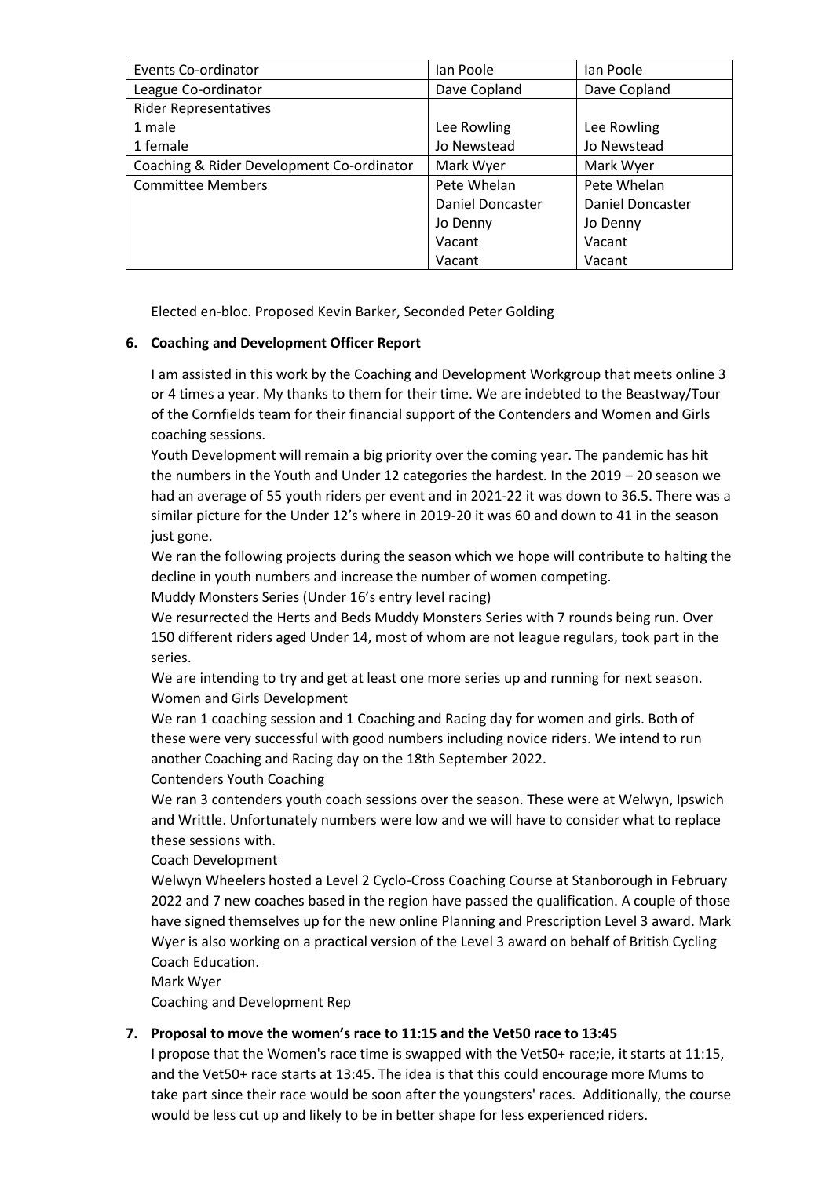| Events Co-ordinator | Ian Poole | Ian Poole |
|---|---|---|
| League Co-ordinator | Dave Copland | Dave Copland |
| Rider Representatives<br>1 male<br>1 female | <br>Lee Rowling<br>Jo Newstead | <br>Lee Rowling<br>Jo Newstead |
| Coaching & Rider Development Co-ordinator | Mark Wyer | Mark Wyer |
| Committee Members | Pete Whelan<br>Daniel Doncaster<br>Jo Denny<br>Vacant<br>Vacant | Pete Whelan<br>Daniel Doncaster<br>Jo Denny<br>Vacant<br>Vacant |

Elected en-bloc. Proposed Kevin Barker, Seconded Peter Golding

**6. Coaching and Development Officer Report**

I am assisted in this work by the Coaching and Development Workgroup that meets online 3 or 4 times a year. My thanks to them for their time. We are indebted to the Beastway/Tour of the Cornfields team for their financial support of the Contenders and Women and Girls coaching sessions.

Youth Development will remain a big priority over the coming year. The pandemic has hit the numbers in the Youth and Under 12 categories the hardest. In the 2019 – 20 season we had an average of 55 youth riders per event and in 2021-22 it was down to 36.5. There was a similar picture for the Under 12's where in 2019-20 it was 60 and down to 41 in the season just gone.

We ran the following projects during the season which we hope will contribute to halting the decline in youth numbers and increase the number of women competing.

Muddy Monsters Series (Under 16's entry level racing)

We resurrected the Herts and Beds Muddy Monsters Series with 7 rounds being run. Over 150 different riders aged Under 14, most of whom are not league regulars, took part in the series.

We are intending to try and get at least one more series up and running for next season.

Women and Girls Development

We ran 1 coaching session and 1 Coaching and Racing day for women and girls. Both of these were very successful with good numbers including novice riders. We intend to run another Coaching and Racing day on the 18th September 2022.

Contenders Youth Coaching

We ran 3 contenders youth coach sessions over the season. These were at Welwyn, Ipswich and Writtle. Unfortunately numbers were low and we will have to consider what to replace these sessions with.

Coach Development

Welwyn Wheelers hosted a Level 2 Cyclo-Cross Coaching Course at Stanborough in February 2022 and 7 new coaches based in the region have passed the qualification. A couple of those have signed themselves up for the new online Planning and Prescription Level 3 award. Mark Wyer is also working on a practical version of the Level 3 award on behalf of British Cycling Coach Education.

Mark Wyer

Coaching and Development Rep

**7. Proposal to move the women's race to 11:15 and the Vet50 race to 13:45**

I propose that the Women's race time is swapped with the Vet50+ race;ie, it starts at 11:15, and the Vet50+ race starts at 13:45. The idea is that this could encourage more Mums to take part since their race would be soon after the youngsters' races. Additionally, the course would be less cut up and likely to be in better shape for less experienced riders.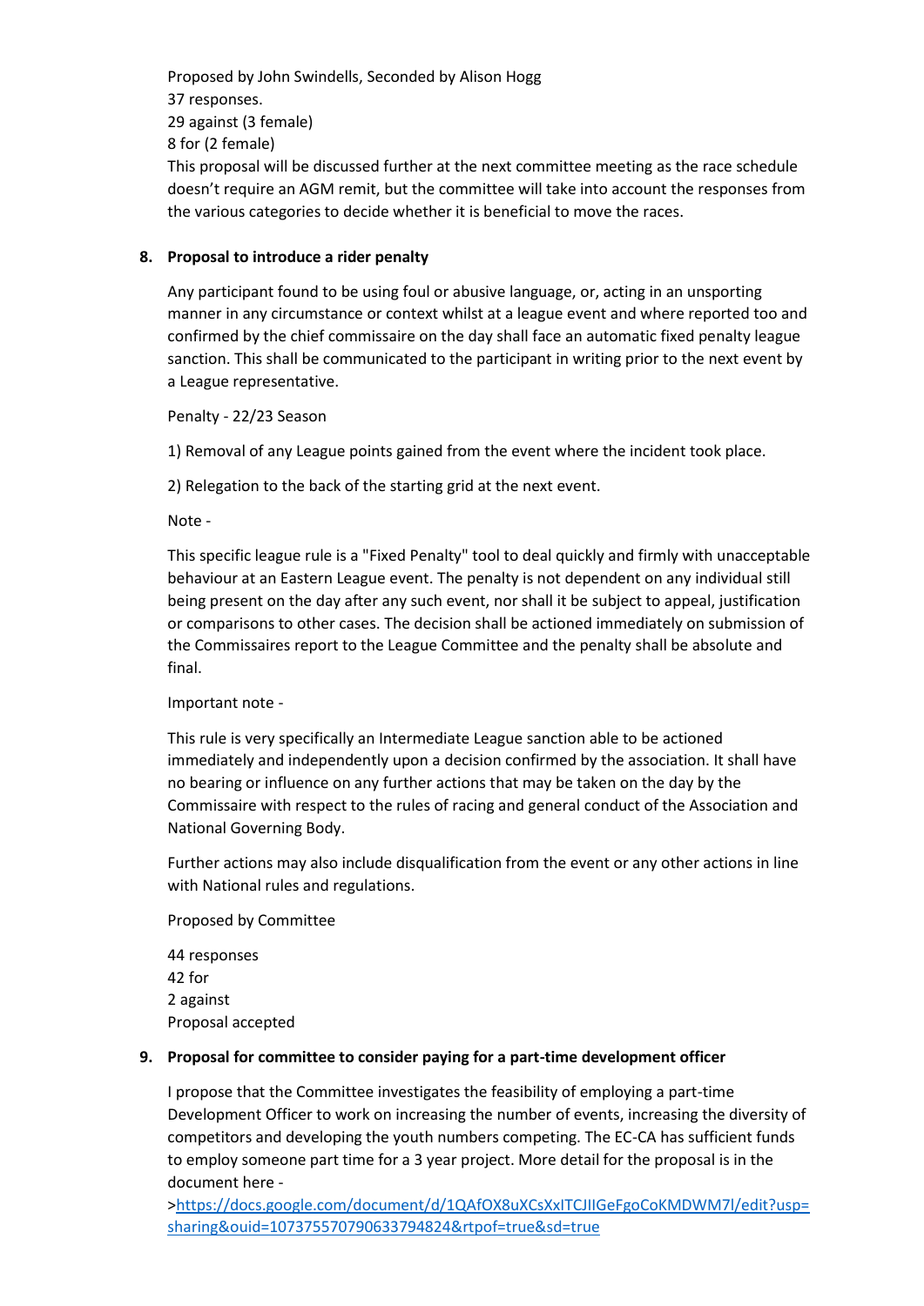Proposed by John Swindells, Seconded by Alison Hogg
37 responses.
29 against (3 female)
8 for (2 female)
This proposal will be discussed further at the next committee meeting as the race schedule doesn't require an AGM remit, but the committee will take into account the responses from the various categories to decide whether it is beneficial to move the races.

**8. Proposal to introduce a rider penalty**

Any participant found to be using foul or abusive language, or, acting in an unsporting manner in any circumstance or context whilst at a league event and where reported too and confirmed by the chief commissaire on the day shall face an automatic fixed penalty league sanction. This shall be communicated to the participant in writing prior to the next event by a League representative.

Penalty - 22/23 Season

1) Removal of any League points gained from the event where the incident took place.

2) Relegation to the back of the starting grid at the next event.

Note -

This specific league rule is a "Fixed Penalty" tool to deal quickly and firmly with unacceptable behaviour at an Eastern League event. The penalty is not dependent on any individual still being present on the day after any such event, nor shall it be subject to appeal, justification or comparisons to other cases. The decision shall be actioned immediately on submission of the Commissaires report to the League Committee and the penalty shall be absolute and final.

Important note -

This rule is very specifically an Intermediate League sanction able to be actioned immediately and independently upon a decision confirmed by the association. It shall have no bearing or influence on any further actions that may be taken on the day by the Commissaire with respect to the rules of racing and general conduct of the Association and National Governing Body.

Further actions may also include disqualification from the event or any other actions in line with National rules and regulations.

Proposed by Committee

44 responses
42 for
2 against
Proposal accepted

**9. Proposal for committee to consider paying for a part-time development officer**

I propose that the Committee investigates the feasibility of employing a part-time Development Officer to work on increasing the number of events, increasing the diversity of competitors and developing the youth numbers competing. The EC-CA has sufficient funds to employ someone part time for a 3 year project. More detail for the proposal is in the document here -
>https://docs.google.com/document/d/1QAfOX8uXCsXxITCJIIGeFgoCoKMDWM7l/edit?usp=sharing&ouid=107375570790633794824&rtpof=true&sd=true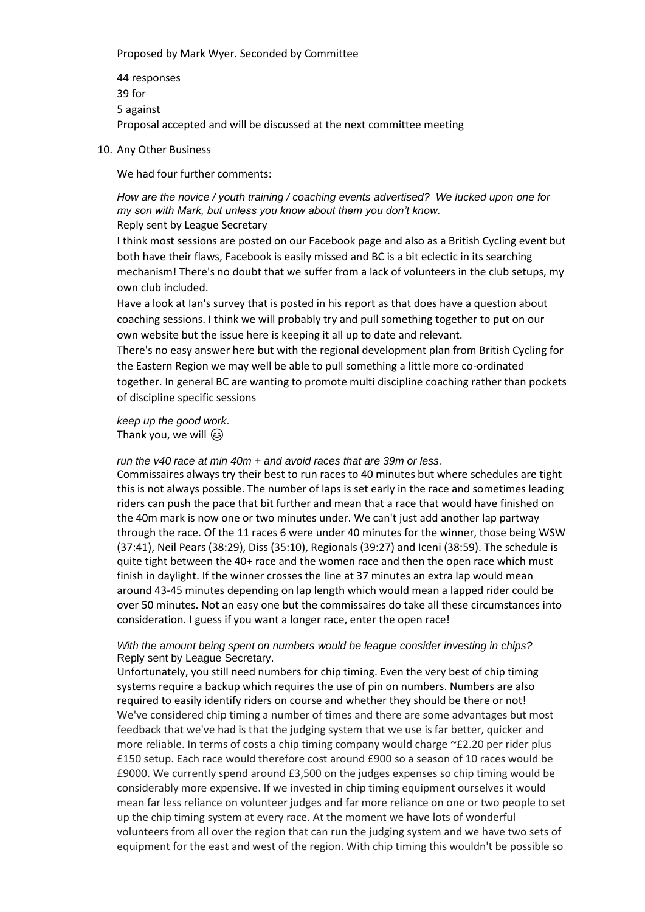Proposed by Mark Wyer. Seconded by Committee

44 responses
39 for
5 against
Proposal accepted and will be discussed at the next committee meeting

10. Any Other Business

We had four further comments:

*How are the novice / youth training / coaching events advertised? We lucked upon one for my son with Mark, but unless you know about them you don't know.*
Reply sent by League Secretary

I think most sessions are posted on our Facebook page and also as a British Cycling event but both have their flaws, Facebook is easily missed and BC is a bit eclectic in its searching mechanism! There's no doubt that we suffer from a lack of volunteers in the club setups, my own club included.
Have a look at Ian's survey that is posted in his report as that does have a question about coaching sessions. I think we will probably try and pull something together to put on our own website but the issue here is keeping it all up to date and relevant.
There's no easy answer here but with the regional development plan from British Cycling for the Eastern Region we may well be able to pull something a little more co-ordinated together. In general BC are wanting to promote multi discipline coaching rather than pockets of discipline specific sessions

*keep up the good work.*
Thank you, we will 😉

*run the v40 race at min 40m + and avoid races that are 39m or less*.
Commissaires always try their best to run races to 40 minutes but where schedules are tight this is not always possible. The number of laps is set early in the race and sometimes leading riders can push the pace that bit further and mean that a race that would have finished on the 40m mark is now one or two minutes under. We can't just add another lap partway through the race. Of the 11 races 6 were under 40 minutes for the winner, those being WSW (37:41), Neil Pears (38:29), Diss (35:10), Regionals (39:27) and Iceni (38:59). The schedule is quite tight between the 40+ race and the women race and then the open race which must finish in daylight. If the winner crosses the line at 37 minutes an extra lap would mean around 43-45 minutes depending on lap length which would mean a lapped rider could be over 50 minutes. Not an easy one but the commissaires do take all these circumstances into consideration. I guess if you want a longer race, enter the open race!

*With the amount being spent on numbers would be league consider investing in chips?*
Reply sent by League Secretary.
Unfortunately, you still need numbers for chip timing. Even the very best of chip timing systems require a backup which requires the use of pin on numbers. Numbers are also required to easily identify riders on course and whether they should be there or not!
We've considered chip timing a number of times and there are some advantages but most feedback that we've had is that the judging system that we use is far better, quicker and more reliable. In terms of costs a chip timing company would charge ~£2.20 per rider plus £150 setup. Each race would therefore cost around £900 so a season of 10 races would be £9000. We currently spend around £3,500 on the judges expenses so chip timing would be considerably more expensive. If we invested in chip timing equipment ourselves it would mean far less reliance on volunteer judges and far more reliance on one or two people to set up the chip timing system at every race. At the moment we have lots of wonderful volunteers from all over the region that can run the judging system and we have two sets of equipment for the east and west of the region. With chip timing this wouldn't be possible so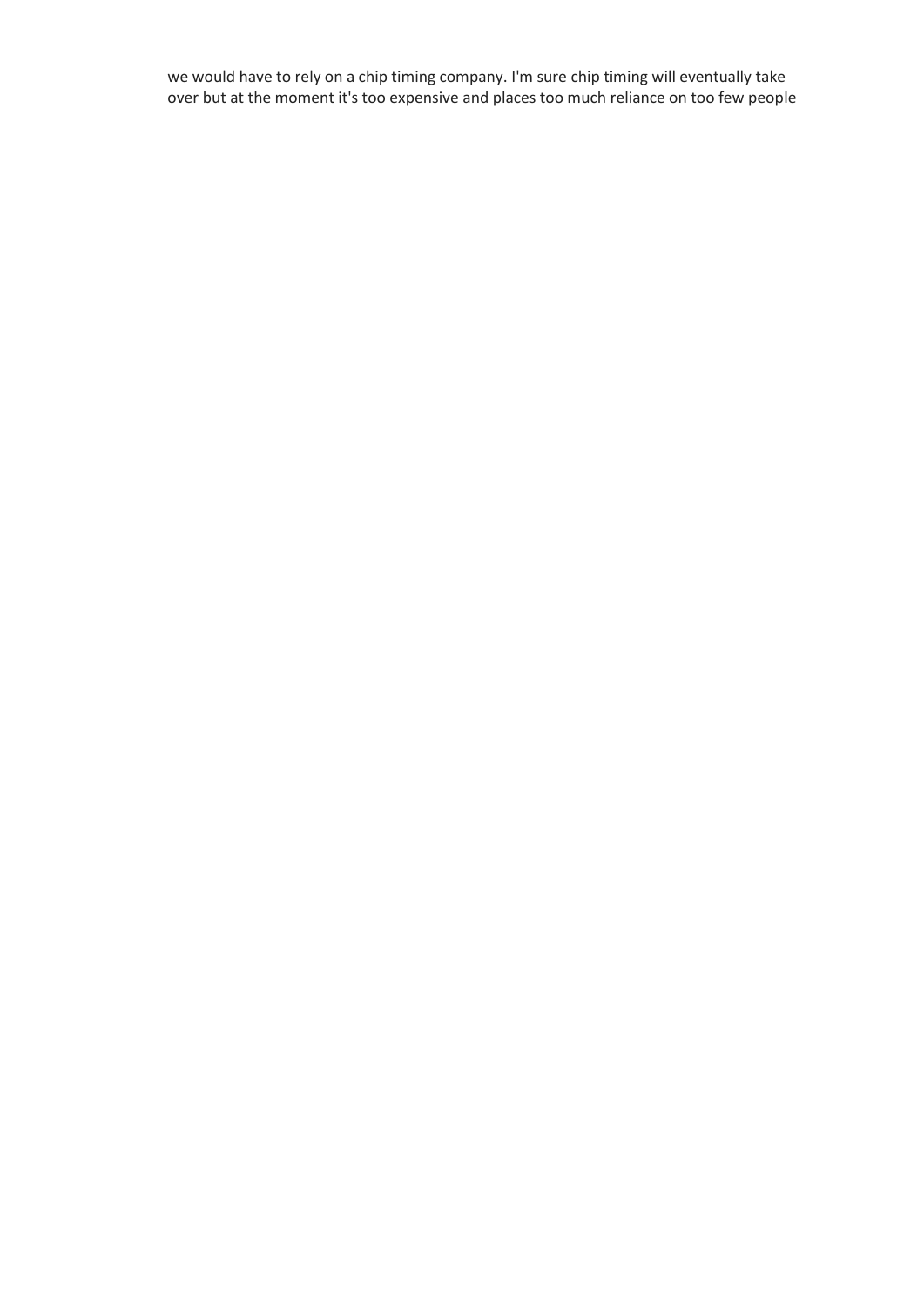we would have to rely on a chip timing company. I'm sure chip timing will eventually take over but at the moment it's too expensive and places too much reliance on too few people